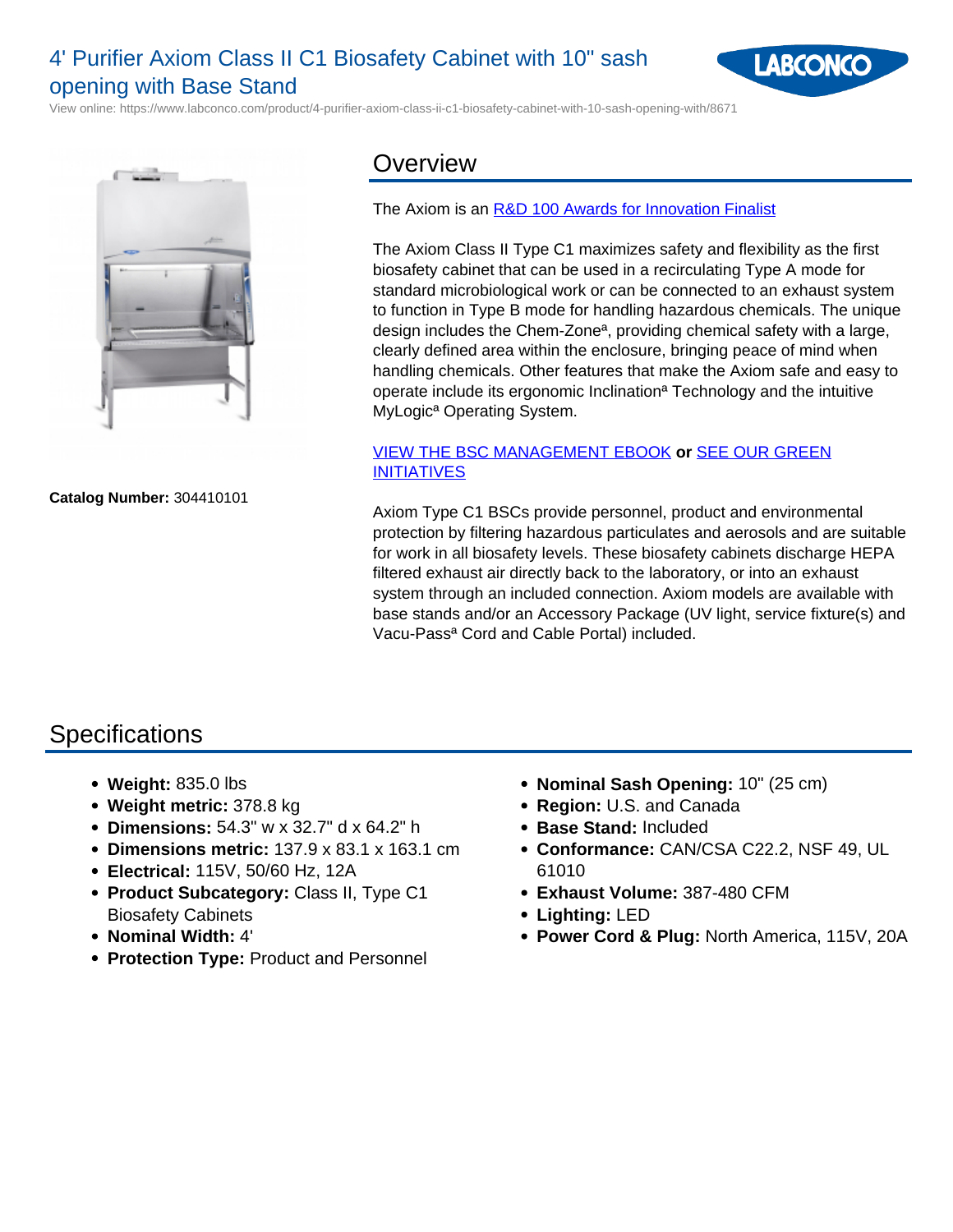# 4' Purifier Axiom Class II C1 Biosafety Cabinet with 10" sash opening with Base Stand

View online: https://www.labconco.com/product/4-purifier-axiom-class-ii-c1-biosafety-cabinet-with-10-sash-opening-with/8671

**Catalog Number:** 304410101

## Overview

The Axiom is an [R&D 100 Awards for Innovation Finalist]()

The Axiom Class II Type C1 maximizes safety and flexibility as the first biosafety cabinet that can be used in a recirculating Type A mode for standard microbiological work or can be connected to an exhaust system to function in Type B mode for handling hazardous chemicals. The unique design includes the Chem-Zoneª, providing chemical safety with a large, clearly defined area within the enclosure, bringing peace of mind when handling chemicals. Other features that make the Axiom safe and easy to operate include its ergonomic Inclinationª Technology and the intuitive MyLogicª Operating System.

[VIEW THE BSC MANAGEMENT EBOOK]() **or** [SEE OUR GREEN INITIATIVES]()

Axiom Type C1 BSCs provide personnel, product and environmental protection by filtering hazardous particulates and aerosols and are suitable for work in all biosafety levels. These biosafety cabinets discharge HEPA filtered exhaust air directly back to the laboratory, or into an exhaust system through an included connection. Axiom models are available with base stands and/or an Accessory Package (UV light, service fixture(s) and Vacu-Passª Cord and Cable Portal) included.

## Specifications

- **Weight:** 835.0 lbs
- **Weight metric:** 378.8 kg
- **Dimensions:** 54.3" w x 32.7" d x 64.2" h
- **Dimensions metric:** 137.9 x 83.1 x 163.1 cm
- **Electrical:** 115V, 50/60 Hz, 12A
- **Product Subcategory:** Class II, Type C1 Biosafety Cabinets
- **Nominal Width:** 4'
- **Protection Type:** Product and Personnel
- **Nominal Sash Opening:** 10" (25 cm)
- **Region:** U.S. and Canada
- **Base Stand:** Included
- **Conformance:** CAN/CSA C22.2, NSF 49, UL 61010
- **Exhaust Volume:** 387-480 CFM
- **Lighting:** LED
- **Power Cord & Plug:** North America, 115V, 20A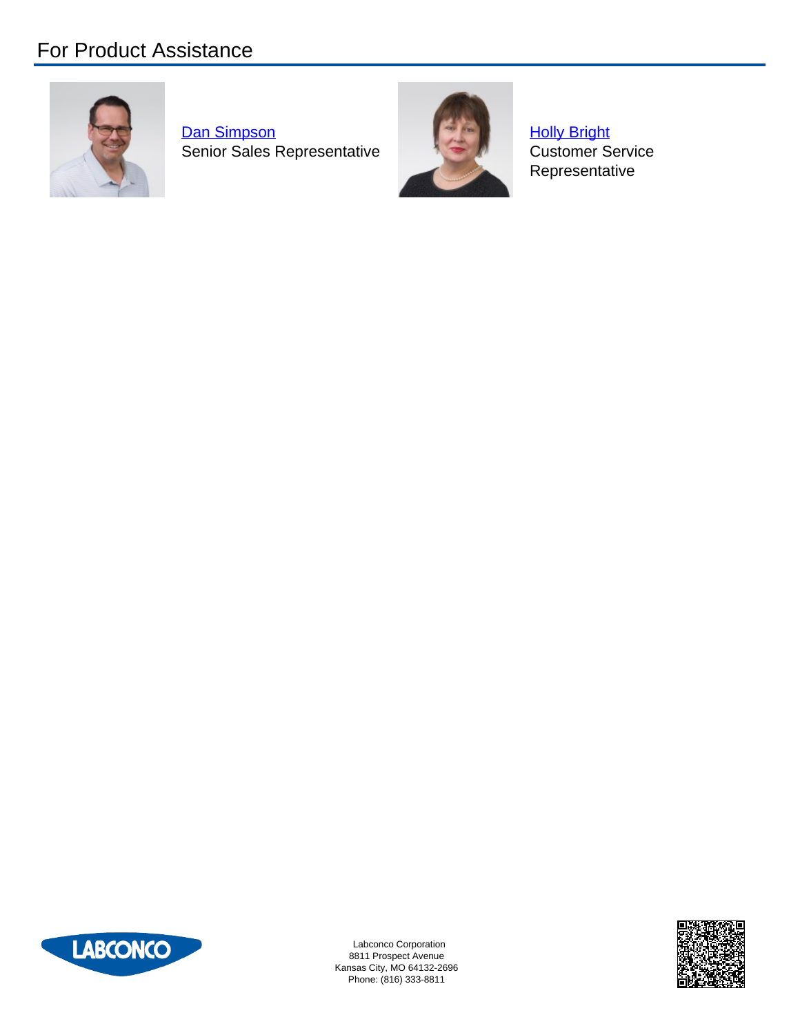## For Product Assistance

Dan Simpson
Senior Sales Representative

Holly Bright
Customer Service Representative

Labconco Corporation
8811 Prospect Avenue
Kansas City, MO 64132-2696
Phone: (816) 333-8811